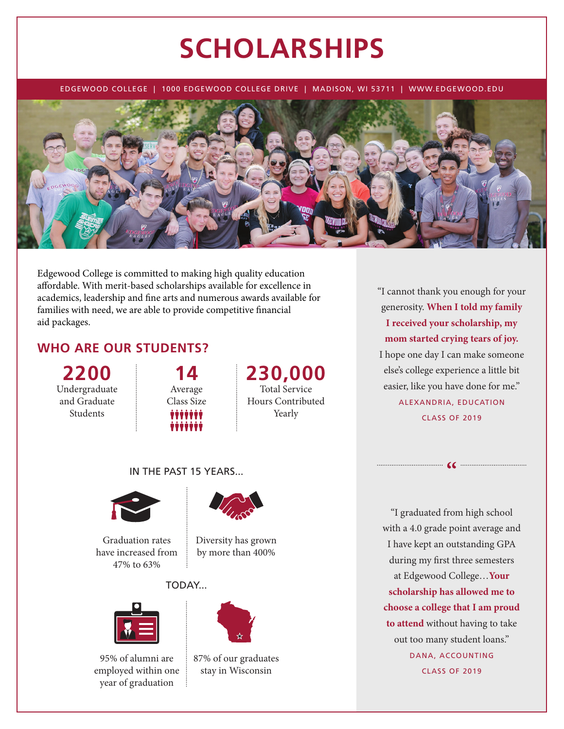# SCHOLARSHIPS

EDGEWOOD COLLEGE | 1000 EDGEWOOD COLLEGE DRIVE | MADISON, WI 53711 | WWW.EDGEWOOD.EDU

Edgewood College is committed to making high quality education affordable. With merit-based scholarships available for excellence in academics, leadership and fine arts and numerous awards available for families with need, we are able to provide competitive financial aid packages.

## WHO ARE OUR STUDENTS?

**2200**
Undergraduate and Graduate Students

**14**
Average Class Size

**230,000**
Total Service Hours Contributed Yearly

IN THE PAST 15 YEARS...

Graduation rates have increased from 47% to 63%

Diversity has grown by more than 400%

TODAY...

95% of alumni are employed within one year of graduation

87% of our graduates stay in Wisconsin

"I cannot thank you enough for your generosity. **When I told my family I received your scholarship, my mom started crying tears of joy.** I hope one day I can make someone else's college experience a little bit easier, like you have done for me."

ALEXANDRIA, EDUCATION
CLASS OF 2019

"I graduated from high school with a 4.0 grade point average and I have kept an outstanding GPA during my first three semesters at Edgewood College…**Your scholarship has allowed me to choose a college that I am proud to attend** without having to take out too many student loans."

DANA, ACCOUNTING
CLASS OF 2019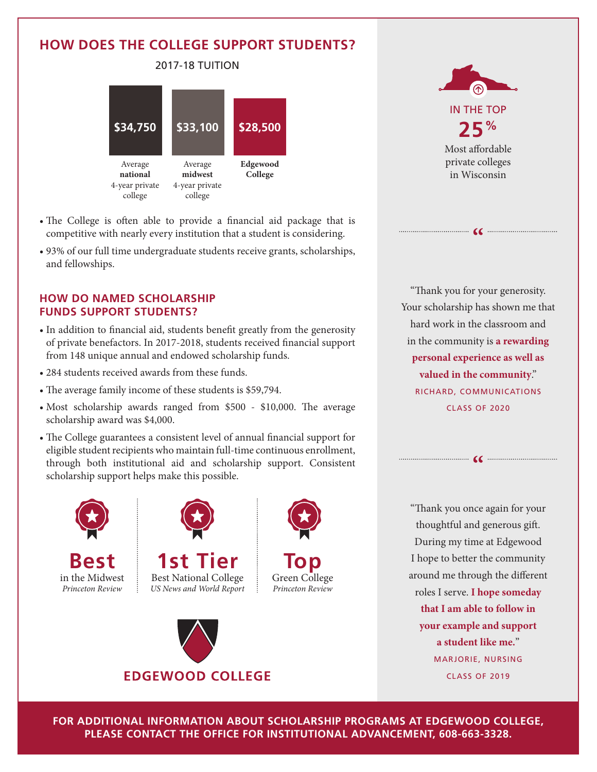## HOW DOES THE COLLEGE SUPPORT STUDENTS?

2017-18 TUITION

$34,750
Average **national** 4-year private college

$33,100
Average **midwest** 4-year private college

$28,500
**Edgewood College**

- The College is often able to provide a financial aid package that is competitive with nearly every institution that a student is considering.
- 93% of our full time undergraduate students receive grants, scholarships, and fellowships.

### HOW DO NAMED SCHOLARSHIP FUNDS SUPPORT STUDENTS?

- In addition to financial aid, students benefit greatly from the generosity of private benefactors. In 2017-2018, students received financial support from 148 unique annual and endowed scholarship funds.
- 284 students received awards from these funds.
- The average family income of these students is $59,794.
- Most scholarship awards ranged from $500 - $10,000. The average scholarship award was $4,000.
- The College guarantees a consistent level of annual financial support for eligible student recipients who maintain full-time continuous enrollment, through both institutional aid and scholarship support. Consistent scholarship support helps make this possible.

**Best**
in the Midwest
*Princeton Review*

**1st Tier**
Best National College
*US News and World Report*

**Top**
Green College
*Princeton Review*

**EDGEWOOD COLLEGE**

IN THE TOP
**25%**
Most affordable private colleges in Wisconsin

"Thank you for your generosity. Your scholarship has shown me that hard work in the classroom and in the community is **a rewarding personal experience as well as valued in the community**."

RICHARD, COMMUNICATIONS
CLASS OF 2020

"Thank you once again for your thoughtful and generous gift. During my time at Edgewood I hope to better the community around me through the different roles I serve. **I hope someday that I am able to follow in your example and support a student like me.**"

MARJORIE, NURSING
CLASS OF 2019

**FOR ADDITIONAL INFORMATION ABOUT SCHOLARSHIP PROGRAMS AT EDGEWOOD COLLEGE, PLEASE CONTACT THE OFFICE FOR INSTITUTIONAL ADVANCEMENT, 608-663-3328.**